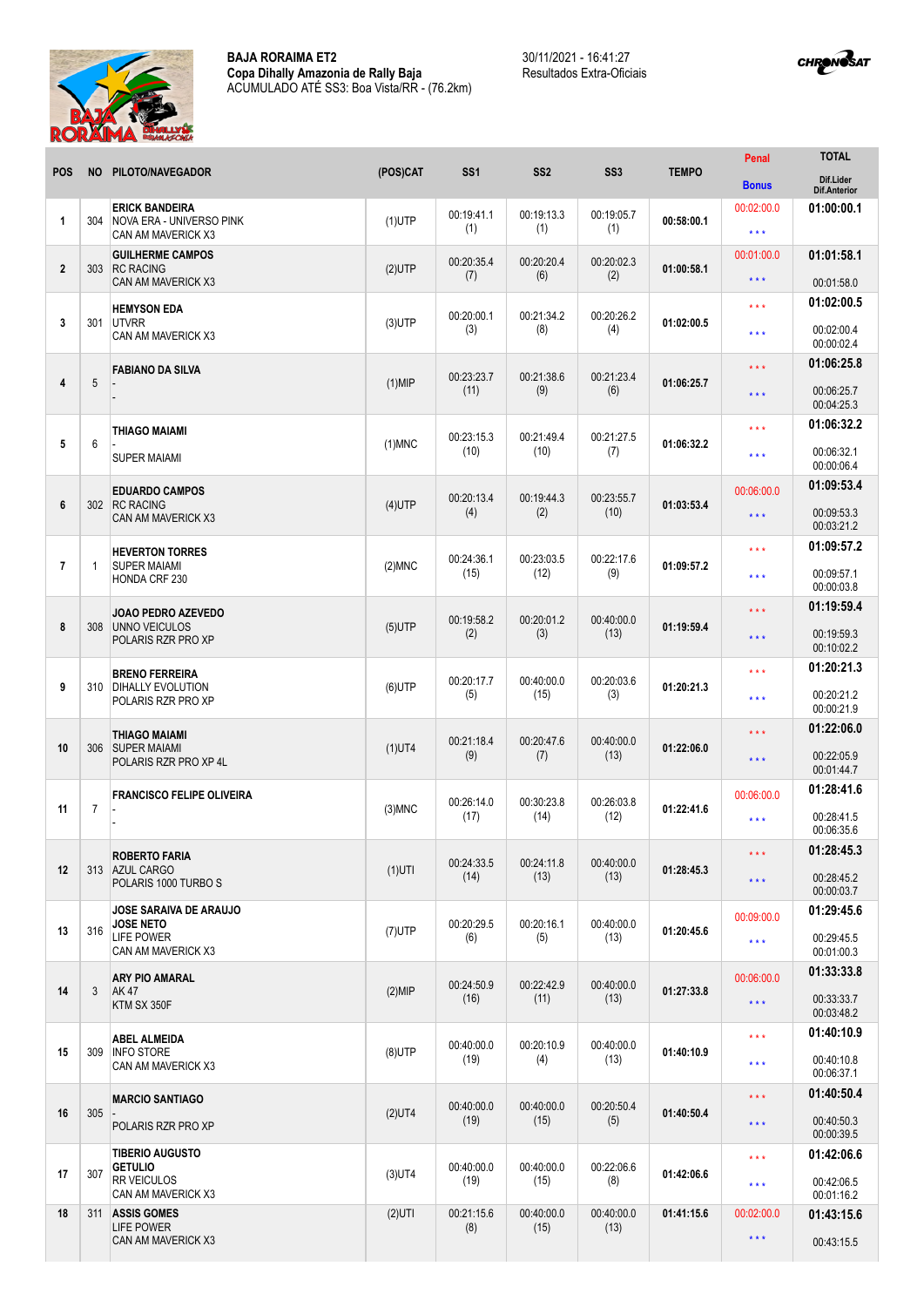**BAJA RORAIMA ET2**
**Copa Dihally Amazonia de Rally Baja**
ACUMULADO ATÉ SS3: Boa Vista/RR - (76.2km)

30/11/2021 - 16:41:27
Resultados Extra-Oficiais

| POS | NO | PILOTO/NAVEGADOR | (POS)CAT | SS1 | SS2 | SS3 | TEMPO | Penal / Bonus | TOTAL / Dif.Lider / Dif.Anterior |
|---|---|---|---|---|---|---|---|---|---|
| 1 | 304 | ERICK BANDEIRA<br>NOVA ERA - UNIVERSO PINK<br>CAN AM MAVERICK X3 | (1)UTP | 00:19:41.1 (1) | 00:19:13.3 (1) | 00:19:05.7 (1) | 00:58:00.1 | 00:02:00.0<br>*** | 01:00:00.1 |
| 2 | 303 | GUILHERME CAMPOS<br>RC RACING<br>CAN AM MAVERICK X3 | (2)UTP | 00:20:35.4 (7) | 00:20:20.4 (6) | 00:20:02.3 (2) | 01:00:58.1 | 00:01:00.0<br>*** | 01:01:58.1<br>00:01:58.0 |
| 3 | 301 | HEMYSON EDA<br>UTVRR<br>CAN AM MAVERICK X3 | (3)UTP | 00:20:00.1 (3) | 00:21:34.2 (8) | 00:20:26.2 (4) | 01:02:00.5 | ***<br>*** | 01:02:00.5<br>00:02:00.4<br>00:00:02.4 |
| 4 | 5 | FABIANO DA SILVA<br>-<br>- | (1)MIP | 00:23:23.7 (11) | 00:21:38.6 (9) | 00:21:23.4 (6) | 01:06:25.7 | ***<br>*** | 01:06:25.8<br>00:06:25.7<br>00:04:25.3 |
| 5 | 6 | THIAGO MAIAMI<br>-<br>SUPER MAIAMI | (1)MNC | 00:23:15.3 (10) | 00:21:49.4 (10) | 00:21:27.5 (7) | 01:06:32.2 | ***<br>*** | 01:06:32.2<br>00:06:32.1<br>00:00:06.4 |
| 6 | 302 | EDUARDO CAMPOS<br>RC RACING<br>CAN AM MAVERICK X3 | (4)UTP | 00:20:13.4 (4) | 00:19:44.3 (2) | 00:23:55.7 (10) | 01:03:53.4 | 00:06:00.0<br>*** | 01:09:53.4<br>00:09:53.3<br>00:03:21.2 |
| 7 | 1 | HEVERTON TORRES<br>SUPER MAIAMI<br>HONDA CRF 230 | (2)MNC | 00:24:36.1 (15) | 00:23:03.5 (12) | 00:22:17.6 (9) | 01:09:57.2 | ***<br>*** | 01:09:57.2<br>00:09:57.1<br>00:00:03.8 |
| 8 | 308 | JOAO PEDRO AZEVEDO<br>UNNO VEICULOS<br>POLARIS RZR PRO XP | (5)UTP | 00:19:58.2 (2) | 00:20:01.2 (3) | 00:40:00.0 (13) | 01:19:59.4 | ***<br>*** | 01:19:59.4<br>00:19:59.3<br>00:10:02.2 |
| 9 | 310 | BRENO FERREIRA<br>DIHALLY EVOLUTION<br>POLARIS RZR PRO XP | (6)UTP | 00:20:17.7 (5) | 00:40:00.0 (15) | 00:20:03.6 (3) | 01:20:21.3 | ***<br>*** | 01:20:21.3<br>00:20:21.2<br>00:00:21.9 |
| 10 | 306 | THIAGO MAIAMI<br>SUPER MAIAMI<br>POLARIS RZR PRO XP 4L | (1)UT4 | 00:21:18.4 (9) | 00:20:47.6 (7) | 00:40:00.0 (13) | 01:22:06.0 | ***<br>*** | 01:22:06.0<br>00:22:05.9<br>00:01:44.7 |
| 11 | 7 | FRANCISCO FELIPE OLIVEIRA<br>-<br>- | (3)MNC | 00:26:14.0 (17) | 00:30:23.8 (14) | 00:26:03.8 (12) | 01:22:41.6 | 00:06:00.0<br>*** | 01:28:41.6<br>00:28:41.5<br>00:06:35.6 |
| 12 | 313 | ROBERTO FARIA<br>AZUL CARGO<br>POLARIS 1000 TURBO S | (1)UTI | 00:24:33.5 (14) | 00:24:11.8 (13) | 00:40:00.0 (13) | 01:28:45.3 | ***<br>*** | 01:28:45.3<br>00:28:45.2<br>00:00:03.7 |
| 13 | 316 | JOSE SARAIVA DE ARAUJO<br>JOSE NETO<br>LIFE POWER<br>CAN AM MAVERICK X3 | (7)UTP | 00:20:29.5 (6) | 00:20:16.1 (5) | 00:40:00.0 (13) | 01:20:45.6 | 00:09:00.0<br>*** | 01:29:45.6<br>00:29:45.5<br>00:01:00.3 |
| 14 | 3 | ARY PIO AMARAL<br>AK 47<br>KTM SX 350F | (2)MIP | 00:24:50.9 (16) | 00:22:42.9 (11) | 00:40:00.0 (13) | 01:27:33.8 | 00:06:00.0<br>*** | 01:33:33.8<br>00:33:33.7<br>00:03:48.2 |
| 15 | 309 | ABEL ALMEIDA<br>INFO STORE<br>CAN AM MAVERICK X3 | (8)UTP | 00:40:00.0 (19) | 00:20:10.9 (4) | 00:40:00.0 (13) | 01:40:10.9 | ***<br>*** | 01:40:10.9<br>00:40:10.8<br>00:06:37.1 |
| 16 | 305 | MARCIO SANTIAGO<br>-<br>POLARIS RZR PRO XP | (2)UT4 | 00:40:00.0 (19) | 00:40:00.0 (15) | 00:20:50.4 (5) | 01:40:50.4 | ***<br>*** | 01:40:50.4<br>00:40:50.3<br>00:00:39.5 |
| 17 | 307 | TIBERIO AUGUSTO<br>GETULIO<br>RR VEICULOS<br>CAN AM MAVERICK X3 | (3)UT4 | 00:40:00.0 (19) | 00:40:00.0 (15) | 00:22:06.6 (8) | 01:42:06.6 | ***<br>*** | 01:42:06.6<br>00:42:06.5<br>00:01:16.2 |
| 18 | 311 | ASSIS GOMES<br>LIFE POWER<br>CAN AM MAVERICK X3 | (2)UTI | 00:21:15.6 (8) | 00:40:00.0 (15) | 00:40:00.0 (13) | 01:41:15.6 | 00:02:00.0<br>*** | 01:43:15.6<br>00:43:15.5 |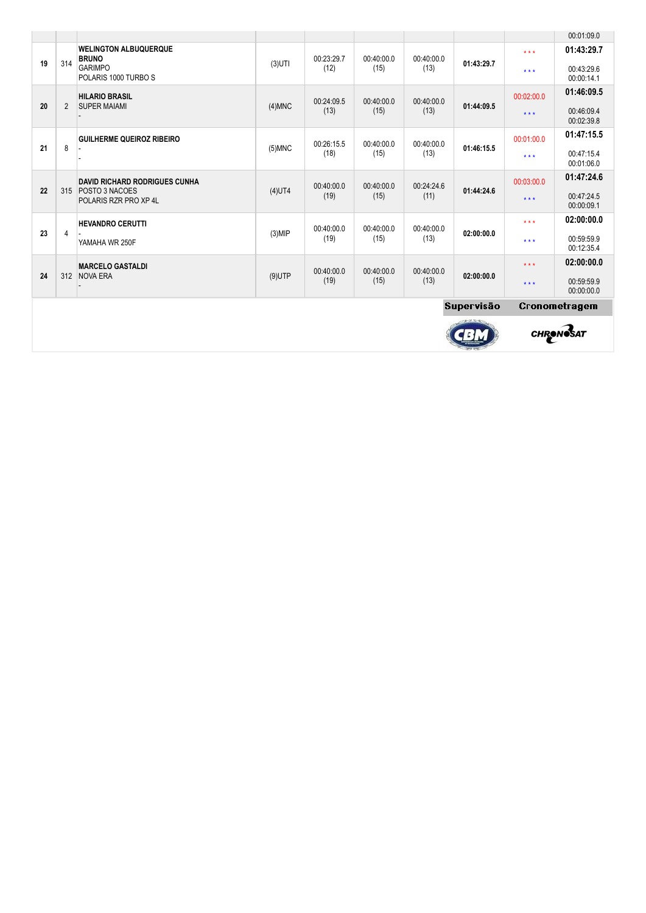| | | | | | | | | | |
|---|---|---|---|---|---|---|---|---|---|
| | | | | | | | | | 00:01:09.0 |
| 19 | 314 | **WELINGTON ALBUQUERQUE BRUNO**<br>GARIMPO<br>POLARIS 1000 TURBO S | (3)UTI | 00:23:29.7<br>(12) | 00:40:00.0<br>(15) | 00:40:00.0<br>(13) | **01:43:29.7** | \*\*\*<br>\*\*\* | **01:43:29.7**<br>00:43:29.6<br>00:00:14.1 |
| 20 | 2 | **HILARIO BRASIL**<br>SUPER MAIAMI<br>- | (4)MNC | 00:24:09.5<br>(13) | 00:40:00.0<br>(15) | 00:40:00.0<br>(13) | **01:44:09.5** | 00:02:00.0<br>\*\*\* | **01:46:09.5**<br>00:46:09.4<br>00:02:39.8 |
| 21 | 8 | **GUILHERME QUEIROZ RIBEIRO**<br>-<br>- | (5)MNC | 00:26:15.5<br>(18) | 00:40:00.0<br>(15) | 00:40:00.0<br>(13) | **01:46:15.5** | 00:01:00.0<br>\*\*\* | **01:47:15.5**<br>00:47:15.4<br>00:01:06.0 |
| 22 | 315 | **DAVID RICHARD RODRIGUES CUNHA**<br>POSTO 3 NACOES<br>POLARIS RZR PRO XP 4L | (4)UT4 | 00:40:00.0<br>(19) | 00:40:00.0<br>(15) | 00:24:24.6<br>(11) | **01:44:24.6** | 00:03:00.0<br>\*\*\* | **01:47:24.6**<br>00:47:24.5<br>00:00:09.1 |
| 23 | 4 | **HEVANDRO CERUTTI**<br>-<br>YAMAHA WR 250F | (3)MIP | 00:40:00.0<br>(19) | 00:40:00.0<br>(15) | 00:40:00.0<br>(13) | **02:00:00.0** | \*\*\*<br>\*\*\* | **02:00:00.0**<br>00:59:59.9<br>00:12:35.4 |
| 24 | 312 | **MARCELO GASTALDI**<br>NOVA ERA<br>- | (9)UTP | 00:40:00.0<br>(19) | 00:40:00.0<br>(15) | 00:40:00.0<br>(13) | **02:00:00.0** | \*\*\*<br>\*\*\* | **02:00:00.0**<br>00:59:59.9<br>00:00:00.0 |

**Supervisão** CBM

**Cronometragem** CHRONOSAT